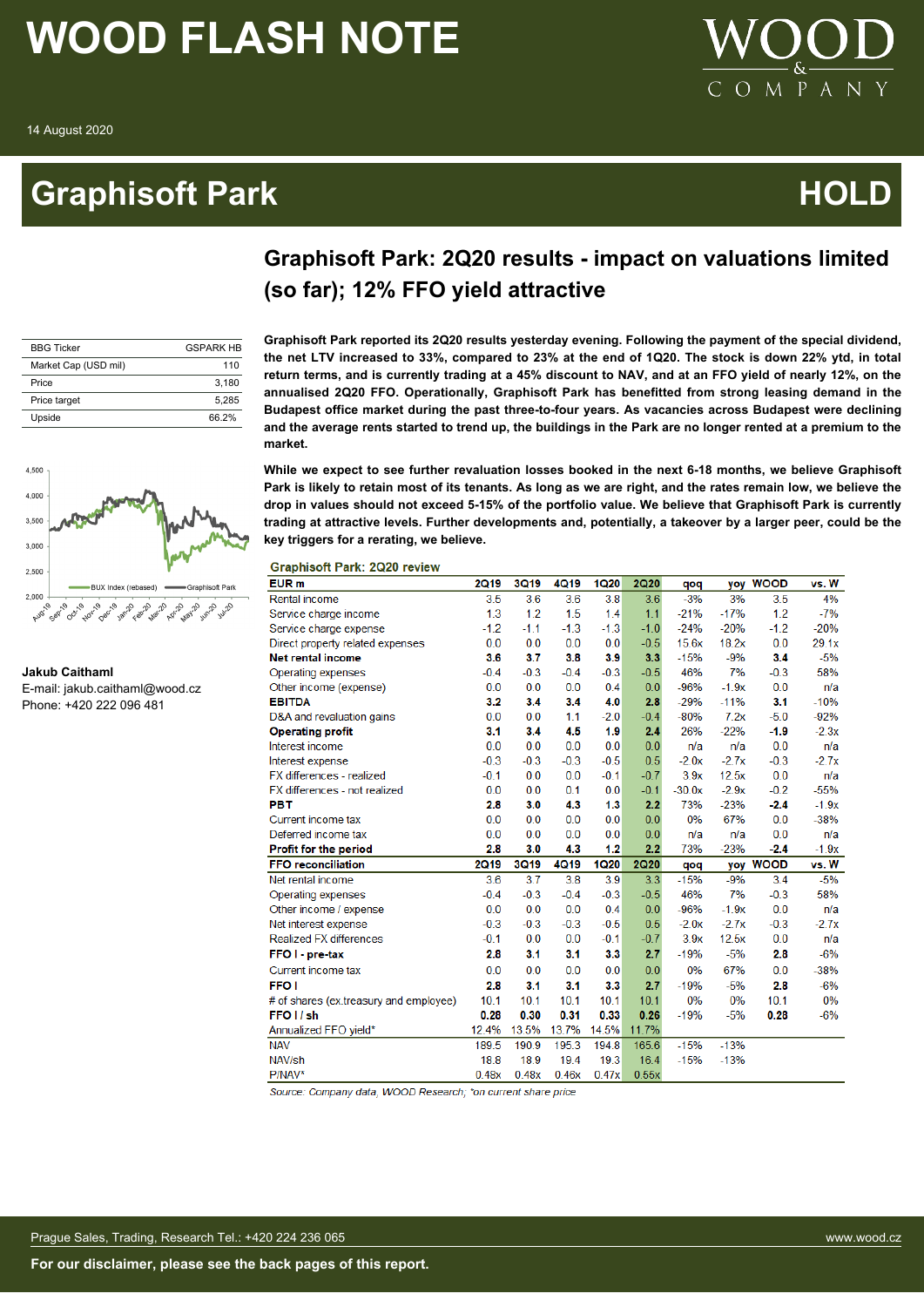# WOOD FLASH NOTE

14 August 2020

# Graphisoft Park — HOLD

## Graphisoft Park: 2Q20 results - impact on valuations limited (so far); 12% FFO yield attractive

| BBG Ticker | GSPARK HB |
|---|---|
| Market Cap (USD mil) | 110 |
| Price | 3,180 |
| Price target | 5,285 |
| Upside | 66.2% |

**Jakub Caithaml**
E-mail: jakub.caithaml@wood.cz
Phone: +420 222 096 481

**Graphisoft Park reported its 2Q20 results yesterday evening. Following the payment of the special dividend, the net LTV increased to 33%, compared to 23% at the end of 1Q20. The stock is down 22% ytd, in total return terms, and is currently trading at a 45% discount to NAV, and at an FFO yield of nearly 12%, on the annualised 2Q20 FFO. Operationally, Graphisoft Park has benefitted from strong leasing demand in the Budapest office market during the past three-to-four years. As vacancies across Budapest were declining and the average rents started to trend up, the buildings in the Park are no longer rented at a premium to the market.**

**While we expect to see further revaluation losses booked in the next 6-18 months, we believe Graphisoft Park is likely to retain most of its tenants. As long as we are right, and the rates remain low, we believe the drop in values should not exceed 5-15% of the portfolio value. We believe that Graphisoft Park is currently trading at attractive levels. Further developments and, potentially, a takeover by a larger peer, could be the key triggers for a rerating, we believe.**

**Graphisoft Park: 2Q20 review**

| EUR m | 2Q19 | 3Q19 | 4Q19 | 1Q20 | 2Q20 | qoq | yoy | WOOD | vs. W |
|---|---|---|---|---|---|---|---|---|---|
| Rental income | 3.5 | 3.6 | 3.6 | 3.8 | 3.6 | -3% | 3% | 3.5 | 4% |
| Service charge income | 1.3 | 1.2 | 1.5 | 1.4 | 1.1 | -21% | -17% | 1.2 | -7% |
| Service charge expense | -1.2 | -1.1 | -1.3 | -1.3 | -1.0 | -24% | -20% | -1.2 | -20% |
| Direct property related expenses | 0.0 | 0.0 | 0.0 | 0.0 | -0.5 | 15.6x | 18.2x | 0.0 | 29.1x |
| **Net rental income** | **3.6** | **3.7** | **3.8** | **3.9** | **3.3** | -15% | -9% | **3.4** | -5% |
| Operating expenses | -0.4 | -0.3 | -0.4 | -0.3 | -0.5 | 46% | 7% | -0.3 | 58% |
| Other income (expense) | 0.0 | 0.0 | 0.0 | 0.4 | 0.0 | -96% | -1.9x | 0.0 | n/a |
| **EBITDA** | **3.2** | **3.4** | **3.4** | **4.0** | **2.8** | -29% | -11% | **3.1** | -10% |
| D&A and revaluation gains | 0.0 | 0.0 | 1.1 | -2.0 | -0.4 | -80% | 7.2x | -5.0 | -92% |
| **Operating profit** | **3.1** | **3.4** | **4.5** | **1.9** | **2.4** | 26% | -22% | **-1.9** | -2.3x |
| Interest income | 0.0 | 0.0 | 0.0 | 0.0 | 0.0 | n/a | n/a | 0.0 | n/a |
| Interest expense | -0.3 | -0.3 | -0.3 | -0.5 | 0.5 | -2.0x | -2.7x | -0.3 | -2.7x |
| FX differences - realized | -0.1 | 0.0 | 0.0 | -0.1 | -0.7 | 3.9x | 12.5x | 0.0 | n/a |
| FX differences - not realized | 0.0 | 0.0 | 0.1 | 0.0 | -0.1 | -30.0x | -2.9x | -0.2 | -55% |
| **PBT** | **2.8** | **3.0** | **4.3** | **1.3** | **2.2** | 73% | -23% | **-2.4** | -1.9x |
| Current income tax | 0.0 | 0.0 | 0.0 | 0.0 | 0.0 | 0% | 67% | 0.0 | -38% |
| Deferred income tax | 0.0 | 0.0 | 0.0 | 0.0 | 0.0 | n/a | n/a | 0.0 | n/a |
| **Profit for the period** | **2.8** | **3.0** | **4.3** | **1.2** | **2.2** | 73% | -23% | **-2.4** | -1.9x |
| **FFO reconciliation** | **2Q19** | **3Q19** | **4Q19** | **1Q20** | **2Q20** | **qoq** | **yoy** | **WOOD** | **vs. W** |
| Net rental income | 3.6 | 3.7 | 3.8 | 3.9 | 3.3 | -15% | -9% | 3.4 | -5% |
| Operating expenses | -0.4 | -0.3 | -0.4 | -0.3 | -0.5 | 46% | 7% | -0.3 | 58% |
| Other income / expense | 0.0 | 0.0 | 0.0 | 0.4 | 0.0 | -96% | -1.9x | 0.0 | n/a |
| Net interest expense | -0.3 | -0.3 | -0.3 | -0.5 | 0.5 | -2.0x | -2.7x | -0.3 | -2.7x |
| Realized FX differences | -0.1 | 0.0 | 0.0 | -0.1 | -0.7 | 3.9x | 12.5x | 0.0 | n/a |
| **FFO I - pre-tax** | **2.8** | **3.1** | **3.1** | **3.3** | **2.7** | -19% | -5% | **2.8** | -6% |
| Current income tax | 0.0 | 0.0 | 0.0 | 0.0 | 0.0 | 0% | 67% | 0.0 | -38% |
| **FFO I** | **2.8** | **3.1** | **3.1** | **3.3** | **2.7** | -19% | -5% | **2.8** | -6% |
| # of shares (ex.treasury and employee) | 10.1 | 10.1 | 10.1 | 10.1 | 10.1 | 0% | 0% | 10.1 | 0% |
| **FFO I / sh** | **0.28** | **0.30** | **0.31** | **0.33** | **0.26** | -19% | -5% | **0.28** | -6% |
| Annualized FFO yield* | 12.4% | 13.5% | 13.7% | 14.5% | 11.7% | | | | |
| NAV | 189.5 | 190.9 | 195.3 | 194.8 | 165.6 | -15% | -13% | | |
| NAV/sh | 18.8 | 18.9 | 19.4 | 19.3 | 16.4 | -15% | -13% | | |
| P/NAV* | 0.48x | 0.48x | 0.46x | 0.47x | 0.55x | | | | |

*Source: Company data, WOOD Research; \*on current share price*

Prague Sales, Trading, Research Tel.: +420 224 236 065 — www.wood.cz

**For our disclaimer, please see the back pages of this report.**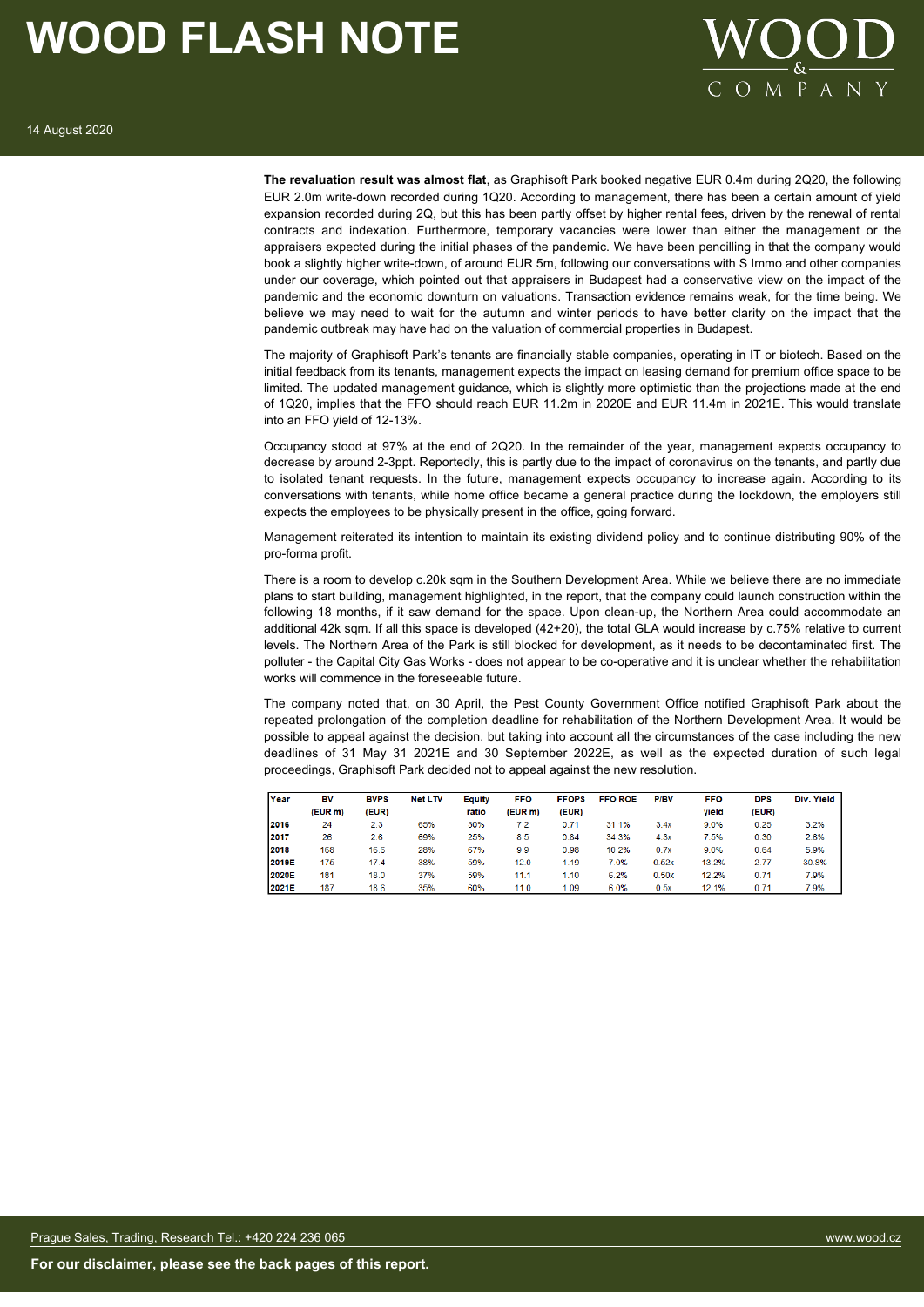**The revaluation result was almost flat**, as Graphisoft Park booked negative EUR 0.4m during 2Q20, the following EUR 2.0m write-down recorded during 1Q20. According to management, there has been a certain amount of yield expansion recorded during 2Q, but this has been partly offset by higher rental fees, driven by the renewal of rental contracts and indexation. Furthermore, temporary vacancies were lower than either the management or the appraisers expected during the initial phases of the pandemic. We have been pencilling in that the company would book a slightly higher write-down, of around EUR 5m, following our conversations with S Immo and other companies under our coverage, which pointed out that appraisers in Budapest had a conservative view on the impact of the pandemic and the economic downturn on valuations. Transaction evidence remains weak, for the time being. We believe we may need to wait for the autumn and winter periods to have better clarity on the impact that the pandemic outbreak may have had on the valuation of commercial properties in Budapest.

The majority of Graphisoft Park's tenants are financially stable companies, operating in IT or biotech. Based on the initial feedback from its tenants, management expects the impact on leasing demand for premium office space to be limited. The updated management guidance, which is slightly more optimistic than the projections made at the end of 1Q20, implies that the FFO should reach EUR 11.2m in 2020E and EUR 11.4m in 2021E. This would translate into an FFO yield of 12-13%.

Occupancy stood at 97% at the end of 2Q20. In the remainder of the year, management expects occupancy to decrease by around 2-3ppt. Reportedly, this is partly due to the impact of coronavirus on the tenants, and partly due to isolated tenant requests. In the future, management expects occupancy to increase again. According to its conversations with tenants, while home office became a general practice during the lockdown, the employers still expects the employees to be physically present in the office, going forward.

Management reiterated its intention to maintain its existing dividend policy and to continue distributing 90% of the pro-forma profit.

There is a room to develop c.20k sqm in the Southern Development Area. While we believe there are no immediate plans to start building, management highlighted, in the report, that the company could launch construction within the following 18 months, if it saw demand for the space. Upon clean-up, the Northern Area could accommodate an additional 42k sqm. If all this space is developed (42+20), the total GLA would increase by c.75% relative to current levels. The Northern Area of the Park is still blocked for development, as it needs to be decontaminated first. The polluter - the Capital City Gas Works - does not appear to be co-operative and it is unclear whether the rehabilitation works will commence in the foreseeable future.

The company noted that, on 30 April, the Pest County Government Office notified Graphisoft Park about the repeated prolongation of the completion deadline for rehabilitation of the Northern Development Area. It would be possible to appeal against the decision, but taking into account all the circumstances of the case including the new deadlines of 31 May 31 2021E and 30 September 2022E, as well as the expected duration of such legal proceedings, Graphisoft Park decided not to appeal against the new resolution.

| Year | BV (EUR m) | BVPS (EUR) | Net LTV | Equity ratio | FFO (EUR m) | FFOPS (EUR) | FFO ROE | P/BV | FFO yield | DPS (EUR) | Div. Yield |
|---|---|---|---|---|---|---|---|---|---|---|---|
| 2016 | 24 | 2.3 | 65% | 30% | 7.2 | 0.71 | 31.1% | 3.4x | 9.0% | 0.25 | 3.2% |
| 2017 | 26 | 2.6 | 69% | 25% | 8.5 | 0.84 | 34.3% | 4.3x | 7.5% | 0.30 | 2.6% |
| 2018 | 168 | 16.6 | 28% | 67% | 9.9 | 0.98 | 10.2% | 0.7x | 9.0% | 0.64 | 5.9% |
| 2019E | 175 | 17.4 | 38% | 59% | 12.0 | 1.19 | 7.0% | 0.52x | 13.2% | 2.77 | 30.8% |
| 2020E | 181 | 18.0 | 37% | 59% | 11.1 | 1.10 | 6.2% | 0.50x | 12.2% | 0.71 | 7.9% |
| 2021E | 187 | 18.6 | 35% | 60% | 11.0 | 1.09 | 6.0% | 0.5x | 12.1% | 0.71 | 7.9% |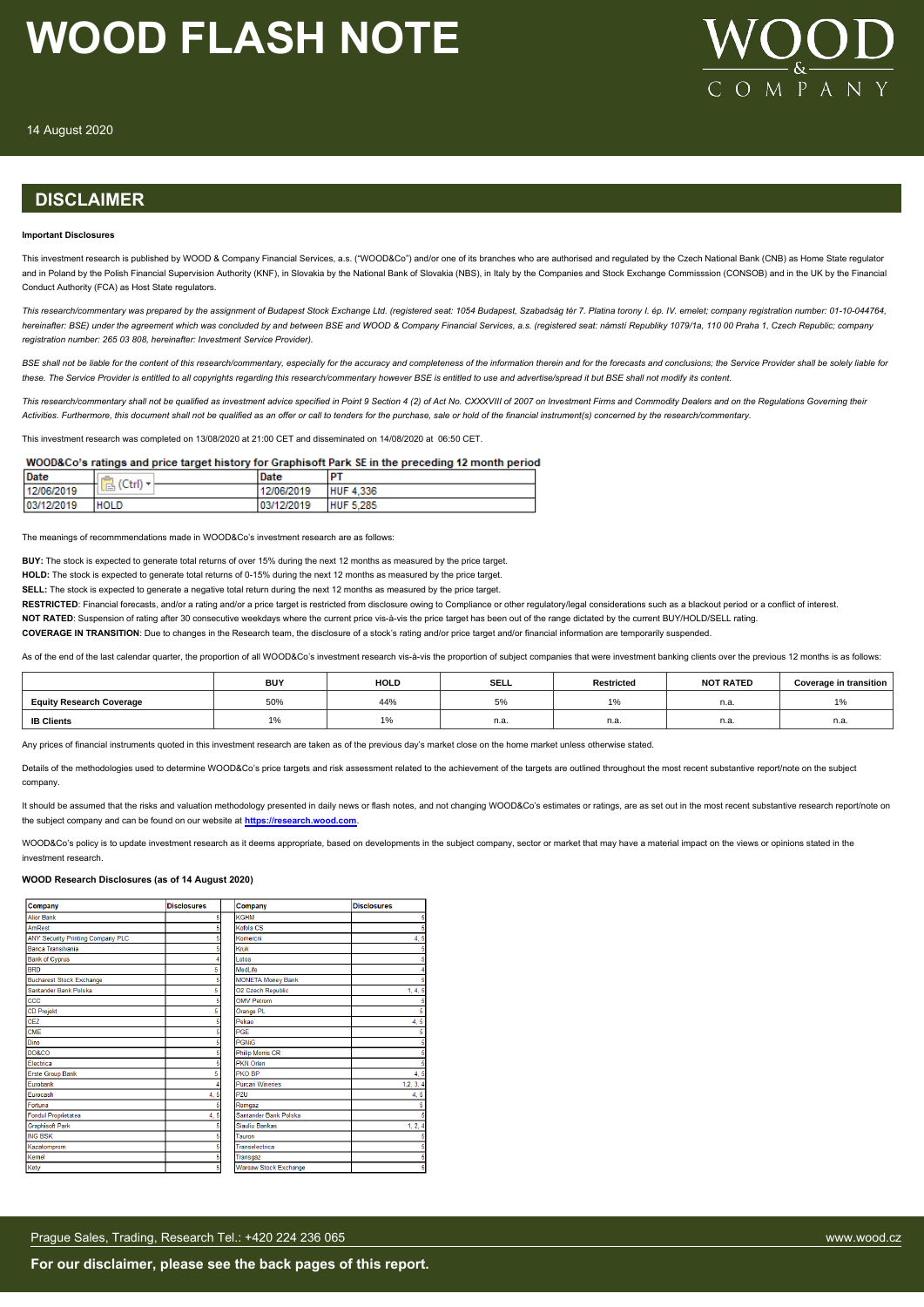# WOOD FLASH NOTE

14 August 2020

## DISCLAIMER

**Important Disclosures**

This investment research is published by WOOD & Company Financial Services, a.s. ("WOOD&Co") and/or one of its branches who are authorised and regulated by the Czech National Bank (CNB) as Home State regulator and in Poland by the Polish Financial Supervision Authority (KNF), in Slovakia by the National Bank of Slovakia (NBS), in Italy by the Companies and Stock Exchange Commisssion (CONSOB) and in the UK by the Financial Conduct Authority (FCA) as Host State regulators.

*This research/commentary was prepared by the assignment of Budapest Stock Exchange Ltd. (registered seat: 1054 Budapest, Szabadság tér 7. Platina torony I. ép. IV. emelet; company registration number: 01-10-044764, hereinafter: BSE) under the agreement which was concluded by and between BSE and WOOD & Company Financial Services, a.s. (registered seat: námstí Republiky 1079/1a, 110 00 Praha 1, Czech Republic; company registration number: 265 03 808, hereinafter: Investment Service Provider).*

*BSE shall not be liable for the content of this research/commentary, especially for the accuracy and completeness of the information therein and for the forecasts and conclusions; the Service Provider shall be solely liable for these. The Service Provider is entitled to all copyrights regarding this research/commentary however BSE is entitled to use and advertise/spread it but BSE shall not modify its content.*

*This research/commentary shall not be qualified as investment advice specified in Point 9 Section 4 (2) of Act No. CXXXVIII of 2007 on Investment Firms and Commodity Dealers and on the Regulations Governing their Activities. Furthermore, this document shall not be qualified as an offer or call to tenders for the purchase, sale or hold of the financial instrument(s) concerned by the research/commentary.*

This investment research was completed on 13/08/2020 at 21:00 CET and disseminated on 14/08/2020 at 06:50 CET.

**WOOD&Co's ratings and price target history for Graphisoft Park SE in the preceding 12 month period**

| Date | | Date | PT |
|---|---|---|---|
| 12/06/2019 | | 12/06/2019 | HUF 4,336 |
| 03/12/2019 | HOLD | 03/12/2019 | HUF 5,285 |

The meanings of recommmendations made in WOOD&Co's investment research are as follows:

**BUY:** The stock is expected to generate total returns of over 15% during the next 12 months as measured by the price target.

**HOLD:** The stock is expected to generate total returns of 0-15% during the next 12 months as measured by the price target.

**SELL:** The stock is expected to generate a negative total return during the next 12 months as measured by the price target.

**RESTRICTED**: Financial forecasts, and/or a rating and/or a price target is restricted from disclosure owing to Compliance or other regulatory/legal considerations such as a blackout period or a conflict of interest.

**NOT RATED**: Suspension of rating after 30 consecutive weekdays where the current price vis-à-vis the price target has been out of the range dictated by the current BUY/HOLD/SELL rating.

**COVERAGE IN TRANSITION**: Due to changes in the Research team, the disclosure of a stock's rating and/or price target and/or financial information are temporarily suspended.

As of the end of the last calendar quarter, the proportion of all WOOD&Co's investment research vis-à-vis the proportion of subject companies that were investment banking clients over the previous 12 months is as follows:

| | BUY | HOLD | SELL | Restricted | NOT RATED | Coverage in transition |
|---|---|---|---|---|---|---|
| **Equity Research Coverage** | 50% | 44% | 5% | 1% | n.a. | 1% |
| **IB Clients** | 1% | 1% | n.a. | n.a. | n.a. | n.a. |

Any prices of financial instruments quoted in this investment research are taken as of the previous day's market close on the home market unless otherwise stated.

Details of the methodologies used to determine WOOD&Co's price targets and risk assessment related to the achievement of the targets are outlined throughout the most recent substantive report/note on the subject company.

It should be assumed that the risks and valuation methodology presented in daily news or flash notes, and not changing WOOD&Co's estimates or ratings, are as set out in the most recent substantive research report/note on the subject company and can be found on our website at **https://research.wood.com**.

WOOD&Co's policy is to update investment research as it deems appropriate, based on developments in the subject company, sector or market that may have a material impact on the views or opinions stated in the investment research.

**WOOD Research Disclosures (as of 14 August 2020)**

| Company | Disclosures | Company | Disclosures |
|---|---|---|---|
| Alior Bank | 5 | KGHM | 5 |
| AmRest | 5 | Kofola CS | 5 |
| ANY Security Printing Company PLC | 5 | Komercni | 4, 5 |
| Banca Transilvania | 5 | Kruk | 5 |
| Bank of Cyprus | 4 | Lotos | 5 |
| BRD | 5 | MedLife | 4 |
| Bucharest Stock Exchange | 5 | MONETA Money Bank | 5 |
| Santander Bank Polska | 5 | O2 Czech Republic | 1, 4, 5 |
| CCC | 5 | OMV Petrom | 5 |
| CD Projekt | 5 | Orange PL | 5 |
| CEZ | 5 | Pekao | 4, 5 |
| CME | 5 | PGE | 5 |
| Dino | 5 | PGNiG | 5 |
| DO&CO | 5 | Philip Morris CR | 5 |
| Electrica | 5 | PKN Orlen | 5 |
| Erste Group Bank | 5 | PKO BP | 4, 5 |
| Eurobank | 4 | Purcari Wineries | 1,2, 3, 4 |
| Eurocash | 4, 5 | PZU | 4, 5 |
| Fortuna | 5 | Romgaz | 5 |
| Fondul Proprietatea | 4, 5 | Santander Bank Polska | 5 |
| Graphisoft Park | 5 | Siauliu Bankas | 1, 2, 4 |
| ING BSK | 5 | Tauron | 5 |
| Kazatomprom | 5 | Transelectrica | 5 |
| Kernel | 5 | Transgaz | 5 |
| Kety | 5 | Warsaw Stock Exchange | 5 |

Prague Sales, Trading, Research Tel.: +420 224 236 065 www.wood.cz

**For our disclaimer, please see the back pages of this report.**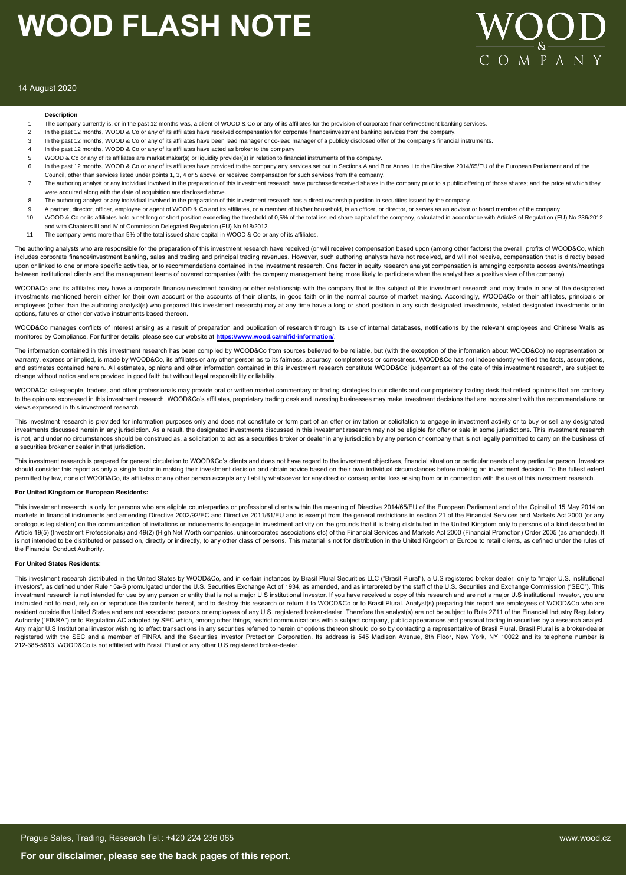| | Description |
|---|---|
| 1 | The company currently is, or in the past 12 months was, a client of WOOD & Co or any of its affiliates for the provision of corporate finance/investment banking services. |
| 2 | In the past 12 months, WOOD & Co or any of its affiliates have received compensation for corporate finance/investment banking services from the company. |
| 3 | In the past 12 months, WOOD & Co or any of its affiliates have been lead manager or co-lead manager of a publicly disclosed offer of the company's financial instruments. |
| 4 | In the past 12 months, WOOD & Co or any of its affiliates have acted as broker to the company |
| 5 | WOOD & Co or any of its affiliates are market maker(s) or liquidity provider(s) in relation to financial instruments of the company. |
| 6 | In the past 12 months, WOOD & Co or any of its affiliates have provided to the company any services set out in Sections A and B or Annex I to the Directive 2014/65/EU of the European Parliament and of the Council, other than services listed under points 1, 3, 4 or 5 above, or received compensation for such services from the company. |
| 7 | The authoring analyst or any individual involved in the preparation of this investment research have purchased/received shares in the company prior to a public offering of those shares; and the price at which they were acquired along with the date of acquisition are disclosed above. |
| 8 | The authoring analyst or any individual involved in the preparation of this investment research has a direct ownership position in securities issued by the company. |
| 9 | A partner, director, officer, employee or agent of WOOD & Co and its affiliates, or a member of his/her household, is an officer, or director, or serves as an advisor or board member of the company. |
| 10 | WOOD & Co or its affiliates hold a net long or short position exceeding the threshold of 0,5% of the total issued share capital of the company, calculated in accordance with Article3 of Regulation (EU) No 236/2012 and with Chapters III and IV of Commission Delegated Regulation (EU) No 918/2012. |
| 11 | The company owns more than 5% of the total issued share capital in WOOD & Co or any of its affiliates. |

The authoring analysts who are responsible for the preparation of this investment research have received (or will receive) compensation based upon (among other factors) the overall profits of WOOD&Co, which includes corporate finance/investment banking, sales and trading and principal trading revenues. However, such authoring analysts have not received, and will not receive, compensation that is directly based upon or linked to one or more specific activities, or to recommendations contained in the investment research. One factor in equity research analyst compensation is arranging corporate access events/meetings between institutional clients and the management teams of covered companies (with the company management being more likely to participate when the analyst has a positive view of the company).

WOOD&Co and its affiliates may have a corporate finance/investment banking or other relationship with the company that is the subject of this investment research and may trade in any of the designated investments mentioned herein either for their own account or the accounts of their clients, in good faith or in the normal course of market making. Accordingly, WOOD&Co or their affiliates, principals or employees (other than the authoring analyst(s) who prepared this investment research) may at any time have a long or short position in any such designated investments, related designated investments or in options, futures or other derivative instruments based thereon.

WOOD&Co manages conflicts of interest arising as a result of preparation and publication of research through its use of internal databases, notifications by the relevant employees and Chinese Walls as monitored by Compliance. For further details, please see our website at **https://www.wood.cz/mifid-information/**.

The information contained in this investment research has been compiled by WOOD&Co from sources believed to be reliable, but (with the exception of the information about WOOD&Co) no representation or warranty, express or implied, is made by WOOD&Co, its affiliates or any other person as to its fairness, accuracy, completeness or correctness. WOOD&Co has not independently verified the facts, assumptions, and estimates contained herein. All estimates, opinions and other information contained in this investment research constitute WOOD&Co' judgement as of the date of this investment research, are subject to change without notice and are provided in good faith but without legal responsibility or liability.

WOOD&Co salespeople, traders, and other professionals may provide oral or written market commentary or trading strategies to our clients and our proprietary trading desk that reflect opinions that are contrary to the opinions expressed in this investment research. WOOD&Co's affiliates, proprietary trading desk and investing businesses may make investment decisions that are inconsistent with the recommendations or views expressed in this investment research.

This investment research is provided for information purposes only and does not constitute or form part of an offer or invitation or solicitation to engage in investment activity or to buy or sell any designated investments discussed herein in any jurisdiction. As a result, the designated investments discussed in this investment research may not be eligible for offer or sale in some jurisdictions. This investment research is not, and under no circumstances should be construed as, a solicitation to act as a securities broker or dealer in any jurisdiction by any person or company that is not legally permitted to carry on the business of a securities broker or dealer in that jurisdiction.

This investment research is prepared for general circulation to WOOD&Co's clients and does not have regard to the investment objectives, financial situation or particular needs of any particular person. Investors should consider this report as only a single factor in making their investment decision and obtain advice based on their own individual circumstances before making an investment decision. To the fullest extent permitted by law, none of WOOD&Co, its affiliates or any other person accepts any liability whatsoever for any direct or consequential loss arising from or in connection with the use of this investment research.

**For United Kingdom or European Residents:**

This investment research is only for persons who are eligible counterparties or professional clients within the meaning of Directive 2014/65/EU of the European Parliament and of the Cpinsil of 15 May 2014 on markets in financial instruments and amending Directive 2002/92/EC and Directive 2011/61/EU and is exempt from the general restrictions in section 21 of the Financial Services and Markets Act 2000 (or any analogous legislation) on the communication of invitations or inducements to engage in investment activity on the grounds that it is being distributed in the United Kingdom only to persons of a kind described in Article 19(5) (Investment Professionals) and 49(2) (High Net Worth companies, unincorporated associations etc) of the Financial Services and Markets Act 2000 (Financial Promotion) Order 2005 (as amended). It is not intended to be distributed or passed on, directly or indirectly, to any other class of persons. This material is not for distribution in the United Kingdom or Europe to retail clients, as defined under the rules of the Financial Conduct Authority.

**For United States Residents:**

This investment research distributed in the United States by WOOD&Co, and in certain instances by Brasil Plural Securities LLC ("Brasil Plural"), a U.S registered broker dealer, only to "major U.S. institutional investors", as defined under Rule 15a-6 promulgated under the U.S. Securities Exchange Act of 1934, as amended, and as interpreted by the staff of the U.S. Securities and Exchange Commission ("SEC"). This investment research is not intended for use by any person or entity that is not a major U.S institutional investor. If you have received a copy of this research and are not a major U.S institutional investor, you are instructed not to read, rely on or reproduce the contents hereof, and to destroy this research or return it to WOOD&Co or to Brasil Plural. Analyst(s) preparing this report are employees of WOOD&Co who are resident outside the United States and are not associated persons or employees of any U.S. registered broker-dealer. Therefore the analyst(s) are not be subject to Rule 2711 of the Financial Industry Regulatory Authority ("FINRA") or to Regulation AC adopted by SEC which, among other things, restrict communications with a subject company, public appearances and personal trading in securities by a research analyst. Any major U.S Institutional investor wishing to effect transactions in any securities referred to herein or options thereon should do so by contacting a representative of Brasil Plural. Brasil Plural is a broker-dealer registered with the SEC and a member of FINRA and the Securities Investor Protection Corporation. Its address is 545 Madison Avenue, 8th Floor, New York, NY 10022 and its telephone number is 212-388-5613. WOOD&Co is not affiliated with Brasil Plural or any other U.S registered broker-dealer.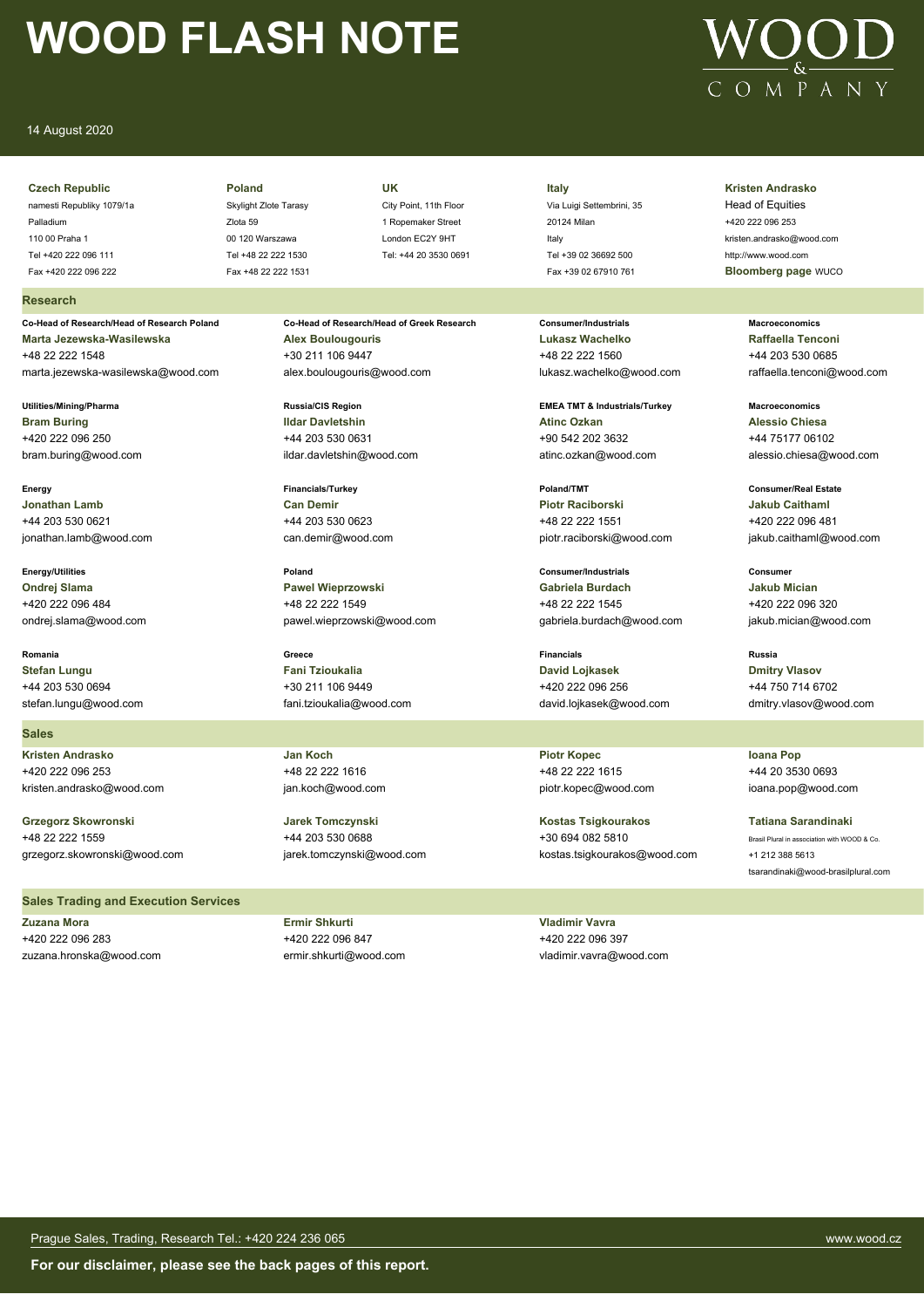# WOOD FLASH NOTE

WOOD & COMPANY

14 August 2020

**Czech Republic**
namesti Republiky 1079/1a
Palladium
110 00 Praha 1
Tel +420 222 096 111
Fax +420 222 096 222

**Poland**
Skylight Zlote Tarasy
Zlota 59
00 120 Warszawa
Tel +48 22 222 1530
Fax +48 22 222 1531

**UK**
City Point, 11th Floor
1 Ropemaker Street
London EC2Y 9HT
Tel: +44 20 3530 0691

**Italy**
Via Luigi Settembrini, 35
20124 Milan
Italy
Tel +39 02 36692 500
Fax +39 02 67910 761

**Kristen Andrasko**
Head of Equities
+420 222 096 253
kristen.andrasko@wood.com
http://www.wood.com
**Bloomberg page** WUCO

## Research

**Co-Head of Research/Head of Research Poland**
**Marta Jezewska-Wasilewska**
+48 22 222 1548
marta.jezewska-wasilewska@wood.com

**Co-Head of Research/Head of Greek Research**
**Alex Boulougouris**
+30 211 106 9447
alex.boulougouris@wood.com

**Consumer/Industrials**
**Lukasz Wachelko**
+48 22 222 1560
lukasz.wachelko@wood.com

**Macroeconomics**
**Raffaella Tenconi**
+44 203 530 0685
raffaella.tenconi@wood.com

**Utilities/Mining/Pharma**
**Bram Buring**
+420 222 096 250
bram.buring@wood.com

**Russia/CIS Region**
**Ildar Davletshin**
+44 203 530 0631
ildar.davletshin@wood.com

**EMEA TMT & Industrials/Turkey**
**Atinc Ozkan**
+90 542 202 3632
atinc.ozkan@wood.com

**Macroeconomics**
**Alessio Chiesa**
+44 75177 06102
alessio.chiesa@wood.com

**Energy**
**Jonathan Lamb**
+44 203 530 0621
jonathan.lamb@wood.com

**Financials/Turkey**
**Can Demir**
+44 203 530 0623
can.demir@wood.com

**Poland/TMT**
**Piotr Raciborski**
+48 22 222 1551
piotr.raciborski@wood.com

**Consumer/Real Estate**
**Jakub Caithaml**
+420 222 096 481
jakub.caithaml@wood.com

**Energy/Utilities**
**Ondrej Slama**
+420 222 096 484
ondrej.slama@wood.com

**Poland**
**Pawel Wieprzowski**
+48 22 222 1549
pawel.wieprzowski@wood.com

**Consumer/Industrials**
**Gabriela Burdach**
+48 22 222 1545
gabriela.burdach@wood.com

**Consumer**
**Jakub Mician**
+420 222 096 320
jakub.mician@wood.com

**Romania**
**Stefan Lungu**
+44 203 530 0694
stefan.lungu@wood.com

**Greece**
**Fani Tzioukalia**
+30 211 106 9449
fani.tzioukalia@wood.com

**Financials**
**David Lojkasek**
+420 222 096 256
david.lojkasek@wood.com

**Russia**
**Dmitry Vlasov**
+44 750 714 6702
dmitry.vlasov@wood.com

## Sales

**Kristen Andrasko**
+420 222 096 253
kristen.andrasko@wood.com

**Jan Koch**
+48 22 222 1616
jan.koch@wood.com

**Piotr Kopec**
+48 22 222 1615
piotr.kopec@wood.com

**Ioana Pop**
+44 20 3530 0693
ioana.pop@wood.com

**Grzegorz Skowronski**
+48 22 222 1559
grzegorz.skowronski@wood.com

**Jarek Tomczynski**
+44 203 530 0688
jarek.tomczynski@wood.com

**Kostas Tsigkourakos**
+30 694 082 5810
kostas.tsigkourakos@wood.com

**Tatiana Sarandinaki**
Brasil Plural in association with WOOD & Co.
+1 212 388 5613
tsarandinaki@wood-brasilplural.com

## Sales Trading and Execution Services

**Zuzana Mora**
+420 222 096 283
zuzana.hronska@wood.com

**Ermir Shkurti**
+420 222 096 847
ermir.shkurti@wood.com

**Vladimir Vavra**
+420 222 096 397
vladimir.vavra@wood.com

Prague Sales, Trading, Research Tel.: +420 224 236 065 www.wood.cz

**For our disclaimer, please see the back pages of this report.**